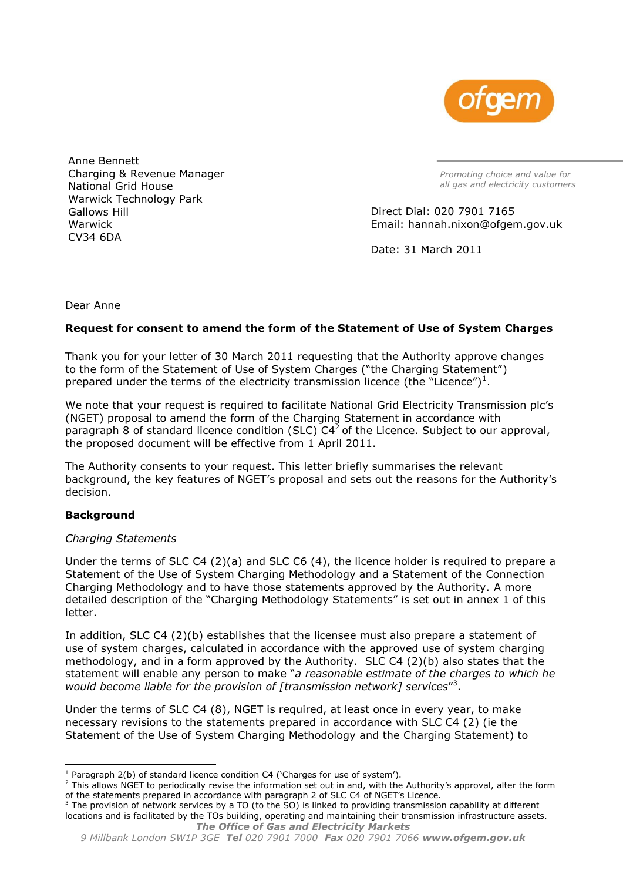Anne Bennett
Charging & Revenue Manager
National Grid House
Warwick Technology Park
Gallows Hill
Warwick
CV34 6DA

*Promoting choice and value for all gas and electricity customers*

Direct Dial: 020 7901 7165
Email: hannah.nixon@ofgem.gov.uk

Date: 31 March 2011

Dear Anne

**Request for consent to amend the form of the Statement of Use of System Charges**

Thank you for your letter of 30 March 2011 requesting that the Authority approve changes to the form of the Statement of Use of System Charges ("the Charging Statement") prepared under the terms of the electricity transmission licence (the "Licence")[1].

We note that your request is required to facilitate National Grid Electricity Transmission plc's (NGET) proposal to amend the form of the Charging Statement in accordance with paragraph 8 of standard licence condition (SLC) C4[2] of the Licence. Subject to our approval, the proposed document will be effective from 1 April 2011.

The Authority consents to your request. This letter briefly summarises the relevant background, the key features of NGET's proposal and sets out the reasons for the Authority's decision.

**Background**

*Charging Statements*

Under the terms of SLC C4 (2)(a) and SLC C6 (4), the licence holder is required to prepare a Statement of the Use of System Charging Methodology and a Statement of the Connection Charging Methodology and to have those statements approved by the Authority. A more detailed description of the "Charging Methodology Statements" is set out in annex 1 of this letter.

In addition, SLC C4 (2)(b) establishes that the licensee must also prepare a statement of use of system charges, calculated in accordance with the approved use of system charging methodology, and in a form approved by the Authority. SLC C4 (2)(b) also states that the statement will enable any person to make "*a reasonable estimate of the charges to which he would become liable for the provision of [transmission network] services*"[3].

Under the terms of SLC C4 (8), NGET is required, at least once in every year, to make necessary revisions to the statements prepared in accordance with SLC C4 (2) (ie the Statement of the Use of System Charging Methodology and the Charging Statement) to

---

[1] Paragraph 2(b) of standard licence condition C4 ('Charges for use of system').
[2] This allows NGET to periodically revise the information set out in and, with the Authority's approval, alter the form of the statements prepared in accordance with paragraph 2 of SLC C4 of NGET's Licence.
[3] The provision of network services by a TO (to the SO) is linked to providing transmission capability at different locations and is facilitated by the TOs building, operating and maintaining their transmission infrastructure assets.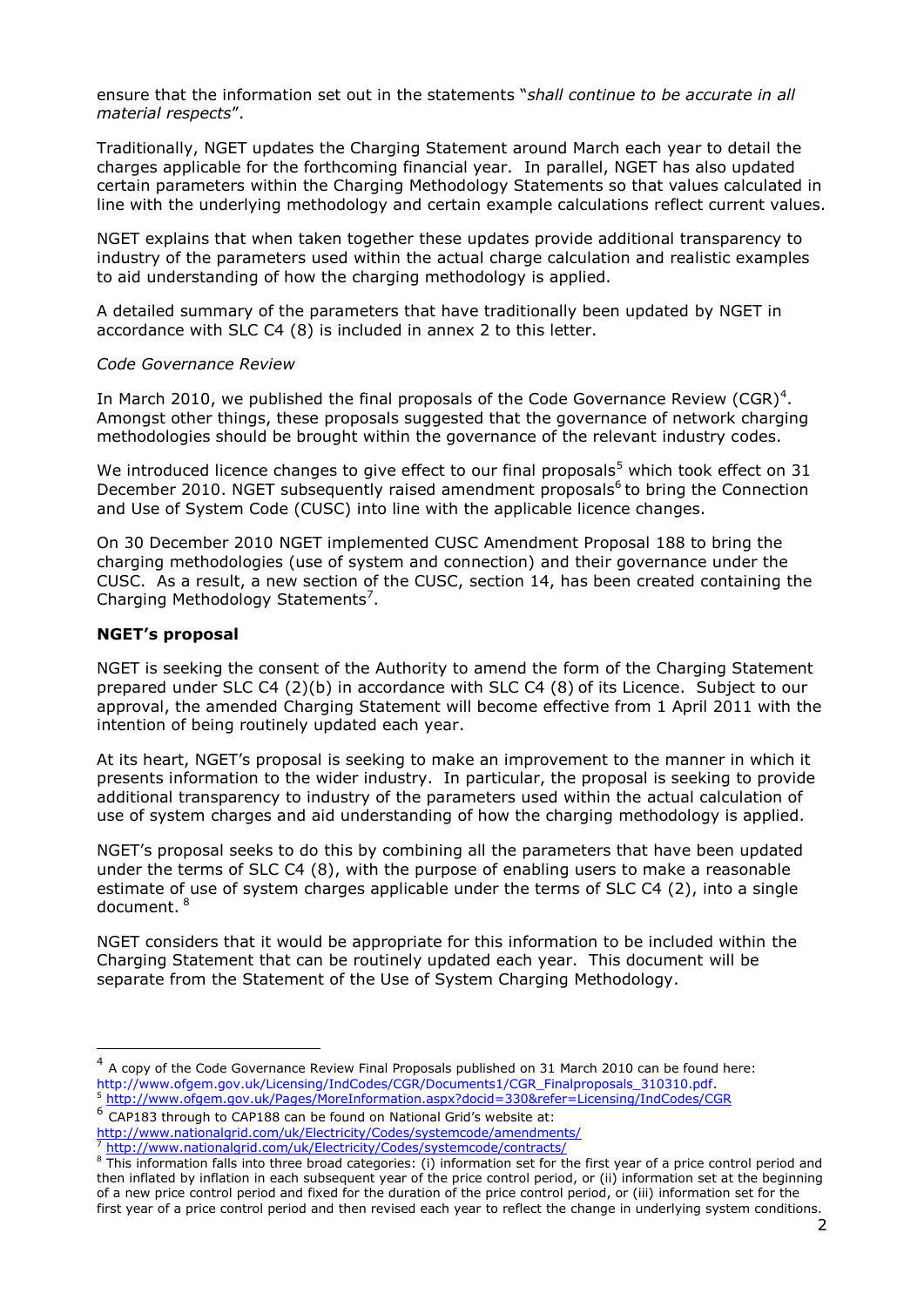ensure that the information set out in the statements "*shall continue to be accurate in all material respects*".

Traditionally, NGET updates the Charging Statement around March each year to detail the charges applicable for the forthcoming financial year. In parallel, NGET has also updated certain parameters within the Charging Methodology Statements so that values calculated in line with the underlying methodology and certain example calculations reflect current values.

NGET explains that when taken together these updates provide additional transparency to industry of the parameters used within the actual charge calculation and realistic examples to aid understanding of how the charging methodology is applied.

A detailed summary of the parameters that have traditionally been updated by NGET in accordance with SLC C4 (8) is included in annex 2 to this letter.

*Code Governance Review*

In March 2010, we published the final proposals of the Code Governance Review (CGR)[4]. Amongst other things, these proposals suggested that the governance of network charging methodologies should be brought within the governance of the relevant industry codes.

We introduced licence changes to give effect to our final proposals[5] which took effect on 31 December 2010. NGET subsequently raised amendment proposals[6] to bring the Connection and Use of System Code (CUSC) into line with the applicable licence changes.

On 30 December 2010 NGET implemented CUSC Amendment Proposal 188 to bring the charging methodologies (use of system and connection) and their governance under the CUSC. As a result, a new section of the CUSC, section 14, has been created containing the Charging Methodology Statements[7].

**NGET's proposal**

NGET is seeking the consent of the Authority to amend the form of the Charging Statement prepared under SLC C4 (2)(b) in accordance with SLC C4 (8) of its Licence. Subject to our approval, the amended Charging Statement will become effective from 1 April 2011 with the intention of being routinely updated each year.

At its heart, NGET's proposal is seeking to make an improvement to the manner in which it presents information to the wider industry. In particular, the proposal is seeking to provide additional transparency to industry of the parameters used within the actual calculation of use of system charges and aid understanding of how the charging methodology is applied.

NGET's proposal seeks to do this by combining all the parameters that have been updated under the terms of SLC C4 (8), with the purpose of enabling users to make a reasonable estimate of use of system charges applicable under the terms of SLC C4 (2), into a single document. [8]

NGET considers that it would be appropriate for this information to be included within the Charging Statement that can be routinely updated each year. This document will be separate from the Statement of the Use of System Charging Methodology.

---

[4] A copy of the Code Governance Review Final Proposals published on 31 March 2010 can be found here: http://www.ofgem.gov.uk/Licensing/IndCodes/CGR/Documents1/CGR_Finalproposals_310310.pdf.

[5] http://www.ofgem.gov.uk/Pages/MoreInformation.aspx?docid=330&refer=Licensing/IndCodes/CGR

[6] CAP183 through to CAP188 can be found on National Grid's website at: http://www.nationalgrid.com/uk/Electricity/Codes/systemcode/amendments/

[7] http://www.nationalgrid.com/uk/Electricity/Codes/systemcode/contracts/

[8] This information falls into three broad categories: (i) information set for the first year of a price control period and then inflated by inflation in each subsequent year of the price control period, or (ii) information set at the beginning of a new price control period and fixed for the duration of the price control period, or (iii) information set for the first year of a price control period and then revised each year to reflect the change in underlying system conditions.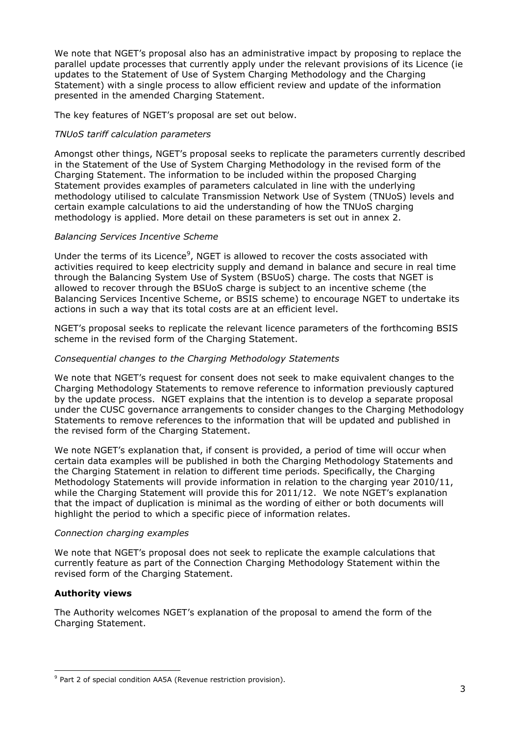We note that NGET's proposal also has an administrative impact by proposing to replace the parallel update processes that currently apply under the relevant provisions of its Licence (ie updates to the Statement of Use of System Charging Methodology and the Charging Statement) with a single process to allow efficient review and update of the information presented in the amended Charging Statement.

The key features of NGET's proposal are set out below.

*TNUoS tariff calculation parameters*

Amongst other things, NGET's proposal seeks to replicate the parameters currently described in the Statement of the Use of System Charging Methodology in the revised form of the Charging Statement. The information to be included within the proposed Charging Statement provides examples of parameters calculated in line with the underlying methodology utilised to calculate Transmission Network Use of System (TNUoS) levels and certain example calculations to aid the understanding of how the TNUoS charging methodology is applied. More detail on these parameters is set out in annex 2.

*Balancing Services Incentive Scheme*

Under the terms of its Licence[9], NGET is allowed to recover the costs associated with activities required to keep electricity supply and demand in balance and secure in real time through the Balancing System Use of System (BSUoS) charge. The costs that NGET is allowed to recover through the BSUoS charge is subject to an incentive scheme (the Balancing Services Incentive Scheme, or BSIS scheme) to encourage NGET to undertake its actions in such a way that its total costs are at an efficient level.

NGET's proposal seeks to replicate the relevant licence parameters of the forthcoming BSIS scheme in the revised form of the Charging Statement.

*Consequential changes to the Charging Methodology Statements*

We note that NGET's request for consent does not seek to make equivalent changes to the Charging Methodology Statements to remove reference to information previously captured by the update process. NGET explains that the intention is to develop a separate proposal under the CUSC governance arrangements to consider changes to the Charging Methodology Statements to remove references to the information that will be updated and published in the revised form of the Charging Statement.

We note NGET's explanation that, if consent is provided, a period of time will occur when certain data examples will be published in both the Charging Methodology Statements and the Charging Statement in relation to different time periods. Specifically, the Charging Methodology Statements will provide information in relation to the charging year 2010/11, while the Charging Statement will provide this for 2011/12. We note NGET's explanation that the impact of duplication is minimal as the wording of either or both documents will highlight the period to which a specific piece of information relates.

*Connection charging examples*

We note that NGET's proposal does not seek to replicate the example calculations that currently feature as part of the Connection Charging Methodology Statement within the revised form of the Charging Statement.

## Authority views

The Authority welcomes NGET's explanation of the proposal to amend the form of the Charging Statement.

---

[9] Part 2 of special condition AA5A (Revenue restriction provision).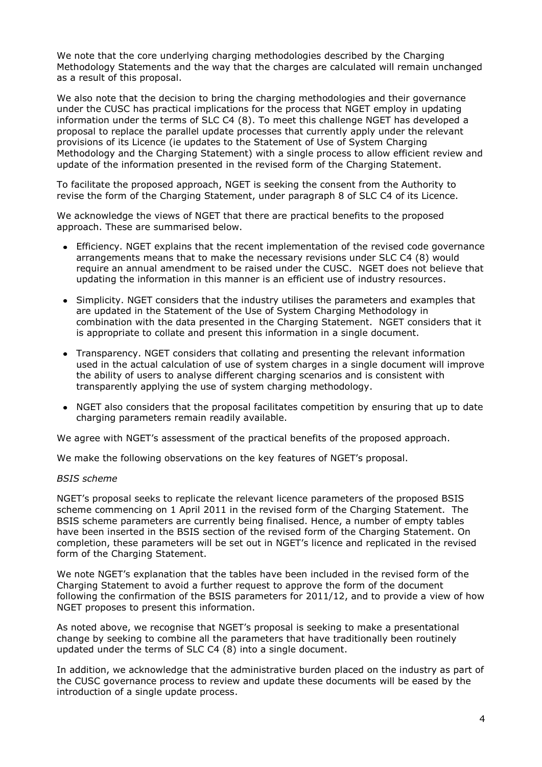We note that the core underlying charging methodologies described by the Charging Methodology Statements and the way that the charges are calculated will remain unchanged as a result of this proposal.

We also note that the decision to bring the charging methodologies and their governance under the CUSC has practical implications for the process that NGET employ in updating information under the terms of SLC C4 (8). To meet this challenge NGET has developed a proposal to replace the parallel update processes that currently apply under the relevant provisions of its Licence (ie updates to the Statement of Use of System Charging Methodology and the Charging Statement) with a single process to allow efficient review and update of the information presented in the revised form of the Charging Statement.

To facilitate the proposed approach, NGET is seeking the consent from the Authority to revise the form of the Charging Statement, under paragraph 8 of SLC C4 of its Licence.

We acknowledge the views of NGET that there are practical benefits to the proposed approach. These are summarised below.

- Efficiency. NGET explains that the recent implementation of the revised code governance arrangements means that to make the necessary revisions under SLC C4 (8) would require an annual amendment to be raised under the CUSC. NGET does not believe that updating the information in this manner is an efficient use of industry resources.
- Simplicity. NGET considers that the industry utilises the parameters and examples that are updated in the Statement of the Use of System Charging Methodology in combination with the data presented in the Charging Statement. NGET considers that it is appropriate to collate and present this information in a single document.
- Transparency. NGET considers that collating and presenting the relevant information used in the actual calculation of use of system charges in a single document will improve the ability of users to analyse different charging scenarios and is consistent with transparently applying the use of system charging methodology.
- NGET also considers that the proposal facilitates competition by ensuring that up to date charging parameters remain readily available.

We agree with NGET's assessment of the practical benefits of the proposed approach.

We make the following observations on the key features of NGET's proposal.

*BSIS scheme*

NGET's proposal seeks to replicate the relevant licence parameters of the proposed BSIS scheme commencing on 1 April 2011 in the revised form of the Charging Statement. The BSIS scheme parameters are currently being finalised. Hence, a number of empty tables have been inserted in the BSIS section of the revised form of the Charging Statement. On completion, these parameters will be set out in NGET's licence and replicated in the revised form of the Charging Statement.

We note NGET's explanation that the tables have been included in the revised form of the Charging Statement to avoid a further request to approve the form of the document following the confirmation of the BSIS parameters for 2011/12, and to provide a view of how NGET proposes to present this information.

As noted above, we recognise that NGET's proposal is seeking to make a presentational change by seeking to combine all the parameters that have traditionally been routinely updated under the terms of SLC C4 (8) into a single document.

In addition, we acknowledge that the administrative burden placed on the industry as part of the CUSC governance process to review and update these documents will be eased by the introduction of a single update process.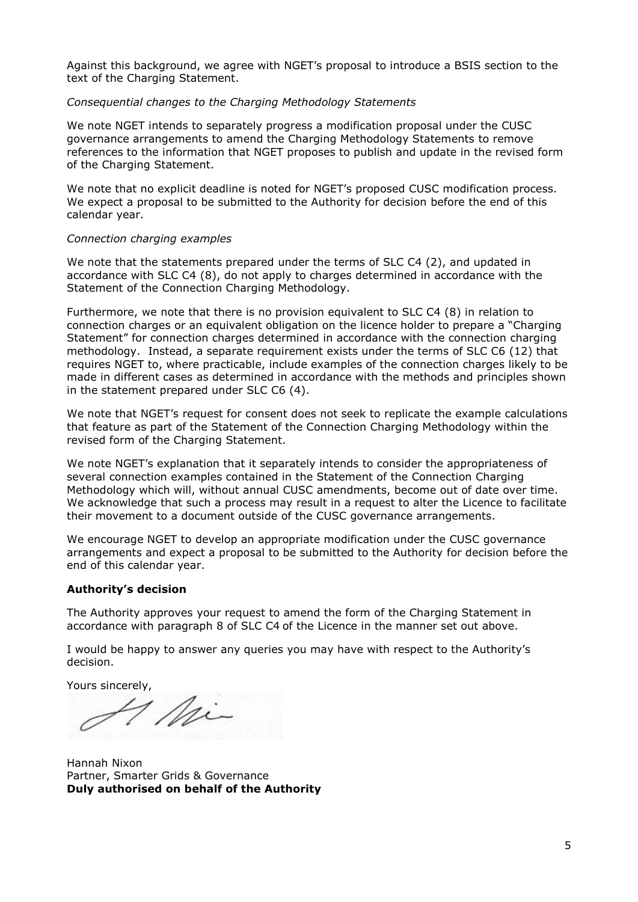Against this background, we agree with NGET's proposal to introduce a BSIS section to the text of the Charging Statement.

*Consequential changes to the Charging Methodology Statements*

We note NGET intends to separately progress a modification proposal under the CUSC governance arrangements to amend the Charging Methodology Statements to remove references to the information that NGET proposes to publish and update in the revised form of the Charging Statement.

We note that no explicit deadline is noted for NGET's proposed CUSC modification process. We expect a proposal to be submitted to the Authority for decision before the end of this calendar year.

*Connection charging examples*

We note that the statements prepared under the terms of SLC C4 (2), and updated in accordance with SLC C4 (8), do not apply to charges determined in accordance with the Statement of the Connection Charging Methodology.

Furthermore, we note that there is no provision equivalent to SLC C4 (8) in relation to connection charges or an equivalent obligation on the licence holder to prepare a "Charging Statement" for connection charges determined in accordance with the connection charging methodology. Instead, a separate requirement exists under the terms of SLC C6 (12) that requires NGET to, where practicable, include examples of the connection charges likely to be made in different cases as determined in accordance with the methods and principles shown in the statement prepared under SLC C6 (4).

We note that NGET's request for consent does not seek to replicate the example calculations that feature as part of the Statement of the Connection Charging Methodology within the revised form of the Charging Statement.

We note NGET's explanation that it separately intends to consider the appropriateness of several connection examples contained in the Statement of the Connection Charging Methodology which will, without annual CUSC amendments, become out of date over time. We acknowledge that such a process may result in a request to alter the Licence to facilitate their movement to a document outside of the CUSC governance arrangements.

We encourage NGET to develop an appropriate modification under the CUSC governance arrangements and expect a proposal to be submitted to the Authority for decision before the end of this calendar year.

**Authority's decision**

The Authority approves your request to amend the form of the Charging Statement in accordance with paragraph 8 of SLC C4 of the Licence in the manner set out above.

I would be happy to answer any queries you may have with respect to the Authority's decision.

Yours sincerely,

Hannah Nixon
Partner, Smarter Grids & Governance
**Duly authorised on behalf of the Authority**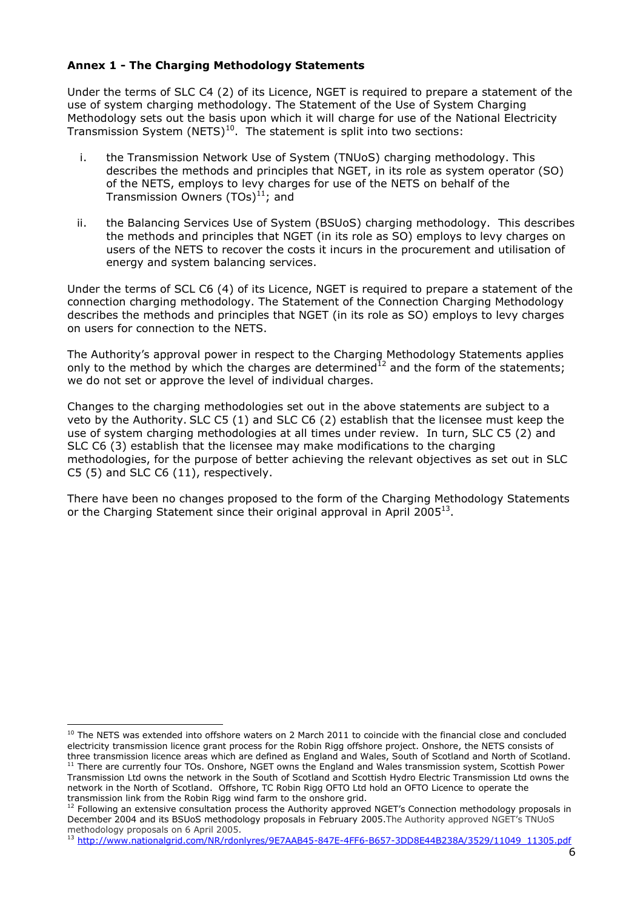**Annex 1 - The Charging Methodology Statements**

Under the terms of SLC C4 (2) of its Licence, NGET is required to prepare a statement of the use of system charging methodology. The Statement of the Use of System Charging Methodology sets out the basis upon which it will charge for use of the National Electricity Transmission System (NETS)[10]. The statement is split into two sections:

i. the Transmission Network Use of System (TNUoS) charging methodology. This describes the methods and principles that NGET, in its role as system operator (SO) of the NETS, employs to levy charges for use of the NETS on behalf of the Transmission Owners (TOs)[11]; and

ii. the Balancing Services Use of System (BSUoS) charging methodology. This describes the methods and principles that NGET (in its role as SO) employs to levy charges on users of the NETS to recover the costs it incurs in the procurement and utilisation of energy and system balancing services.

Under the terms of SCL C6 (4) of its Licence, NGET is required to prepare a statement of the connection charging methodology. The Statement of the Connection Charging Methodology describes the methods and principles that NGET (in its role as SO) employs to levy charges on users for connection to the NETS.

The Authority's approval power in respect to the Charging Methodology Statements applies only to the method by which the charges are determined[12] and the form of the statements; we do not set or approve the level of individual charges.

Changes to the charging methodologies set out in the above statements are subject to a veto by the Authority. SLC C5 (1) and SLC C6 (2) establish that the licensee must keep the use of system charging methodologies at all times under review. In turn, SLC C5 (2) and SLC C6 (3) establish that the licensee may make modifications to the charging methodologies, for the purpose of better achieving the relevant objectives as set out in SLC C5 (5) and SLC C6 (11), respectively.

There have been no changes proposed to the form of the Charging Methodology Statements or the Charging Statement since their original approval in April 2005[13].

---

[10] The NETS was extended into offshore waters on 2 March 2011 to coincide with the financial close and concluded electricity transmission licence grant process for the Robin Rigg offshore project. Onshore, the NETS consists of three transmission licence areas which are defined as England and Wales, South of Scotland and North of Scotland.

[11] There are currently four TOs. Onshore, NGET owns the England and Wales transmission system, Scottish Power Transmission Ltd owns the network in the South of Scotland and Scottish Hydro Electric Transmission Ltd owns the network in the North of Scotland. Offshore, TC Robin Rigg OFTO Ltd hold an OFTO Licence to operate the transmission link from the Robin Rigg wind farm to the onshore grid.

[12] Following an extensive consultation process the Authority approved NGET's Connection methodology proposals in December 2004 and its BSUoS methodology proposals in February 2005. The Authority approved NGET's TNUoS methodology proposals on 6 April 2005.

[13] http://www.nationalgrid.com/NR/rdonlyres/9E7AAB45-847E-4FF6-B657-3DD8E44B238A/3529/11049_11305.pdf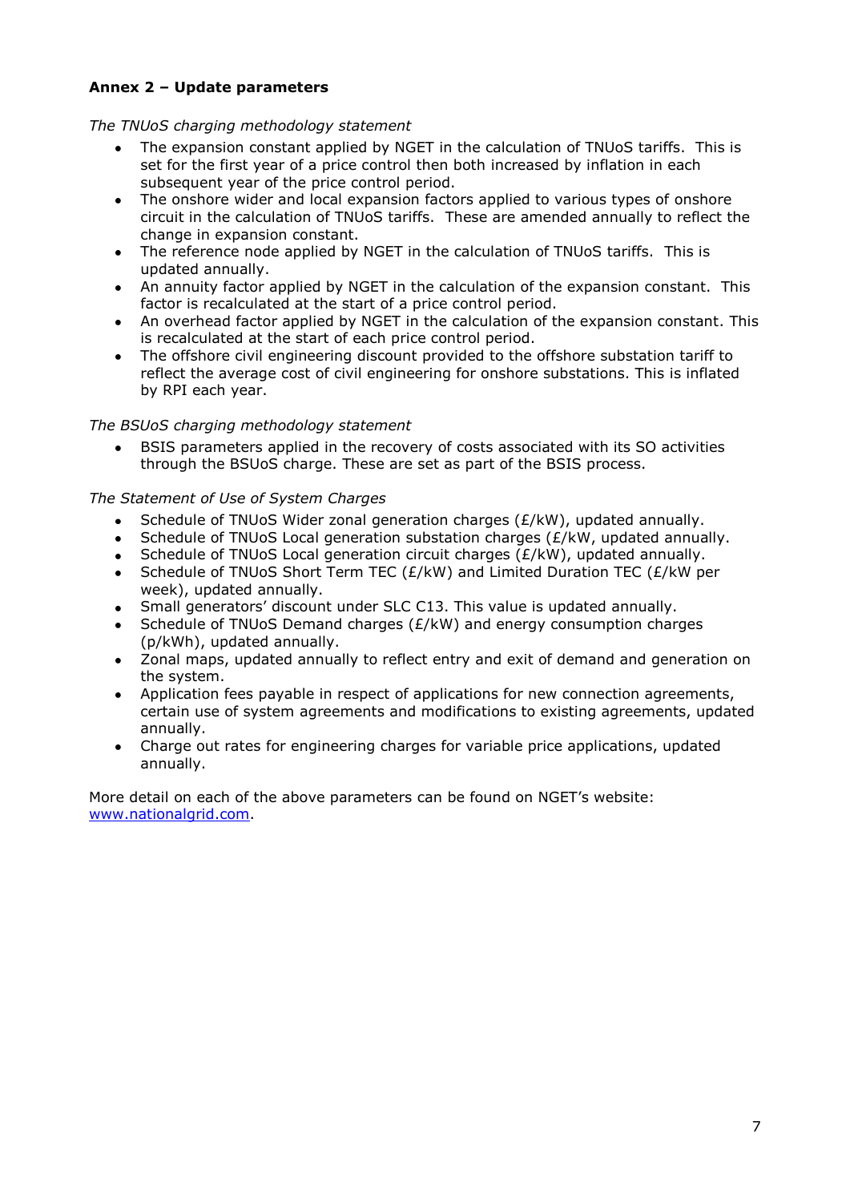## Annex 2 – Update parameters

*The TNUoS charging methodology statement*

- The expansion constant applied by NGET in the calculation of TNUoS tariffs. This is set for the first year of a price control then both increased by inflation in each subsequent year of the price control period.
- The onshore wider and local expansion factors applied to various types of onshore circuit in the calculation of TNUoS tariffs. These are amended annually to reflect the change in expansion constant.
- The reference node applied by NGET in the calculation of TNUoS tariffs. This is updated annually.
- An annuity factor applied by NGET in the calculation of the expansion constant. This factor is recalculated at the start of a price control period.
- An overhead factor applied by NGET in the calculation of the expansion constant. This is recalculated at the start of each price control period.
- The offshore civil engineering discount provided to the offshore substation tariff to reflect the average cost of civil engineering for onshore substations. This is inflated by RPI each year.

*The BSUoS charging methodology statement*

- BSIS parameters applied in the recovery of costs associated with its SO activities through the BSUoS charge. These are set as part of the BSIS process.

*The Statement of Use of System Charges*

- Schedule of TNUoS Wider zonal generation charges (£/kW), updated annually.
- Schedule of TNUoS Local generation substation charges (£/kW, updated annually.
- Schedule of TNUoS Local generation circuit charges (£/kW), updated annually.
- Schedule of TNUoS Short Term TEC (£/kW) and Limited Duration TEC (£/kW per week), updated annually.
- Small generators' discount under SLC C13. This value is updated annually.
- Schedule of TNUoS Demand charges (£/kW) and energy consumption charges (p/kWh), updated annually.
- Zonal maps, updated annually to reflect entry and exit of demand and generation on the system.
- Application fees payable in respect of applications for new connection agreements, certain use of system agreements and modifications to existing agreements, updated annually.
- Charge out rates for engineering charges for variable price applications, updated annually.

More detail on each of the above parameters can be found on NGET's website: [www.nationalgrid.com](http://www.nationalgrid.com).